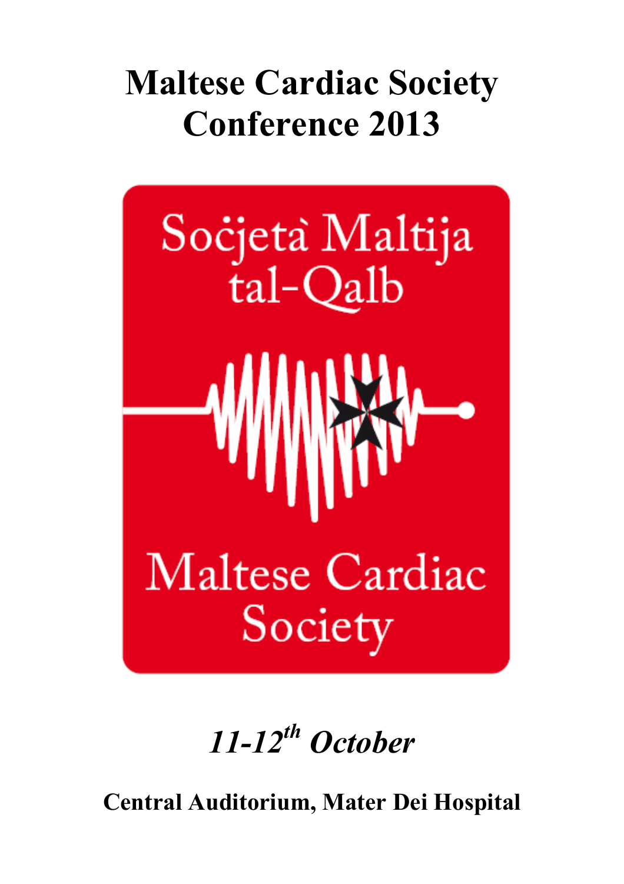# Maltese Cardiac Society Conference 2013

Soċjetà Maltija tal-Qalb

Maltese Cardiac Society

*11-12th October*

**Central Auditorium, Mater Dei Hospital**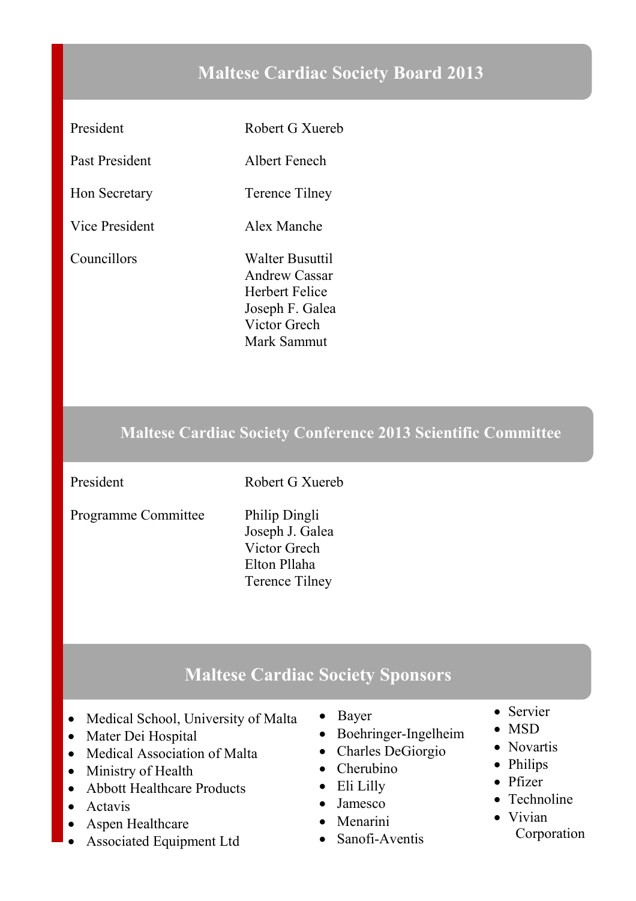## Maltese Cardiac Society Board 2013

| | |
|---|---|
| President | Robert G Xuereb |
| Past President | Albert Fenech |
| Hon Secretary | Terence Tilney |
| Vice President | Alex Manche |
| Councillors | Walter Busuttil<br>Andrew Cassar<br>Herbert Felice<br>Joseph F. Galea<br>Victor Grech<br>Mark Sammut |

## Maltese Cardiac Society Conference 2013 Scientific Committee

| | |
|---|---|
| President | Robert G Xuereb |
| Programme Committee | Philip Dingli<br>Joseph J. Galea<br>Victor Grech<br>Elton Pllaha<br>Terence Tilney |

## Maltese Cardiac Society Sponsors

- Medical School, University of Malta
- Mater Dei Hospital
- Medical Association of Malta
- Ministry of Health
- Abbott Healthcare Products
- Actavis
- Aspen Healthcare
- Associated Equipment Ltd
- Bayer
- Boehringer-Ingelheim
- Charles DeGiorgio
- Cherubino
- Eli Lilly
- Jamesco
- Menarini
- Sanofi-Aventis
- Servier
- MSD
- Novartis
- Philips
- Pfizer
- Technoline
- Vivian Corporation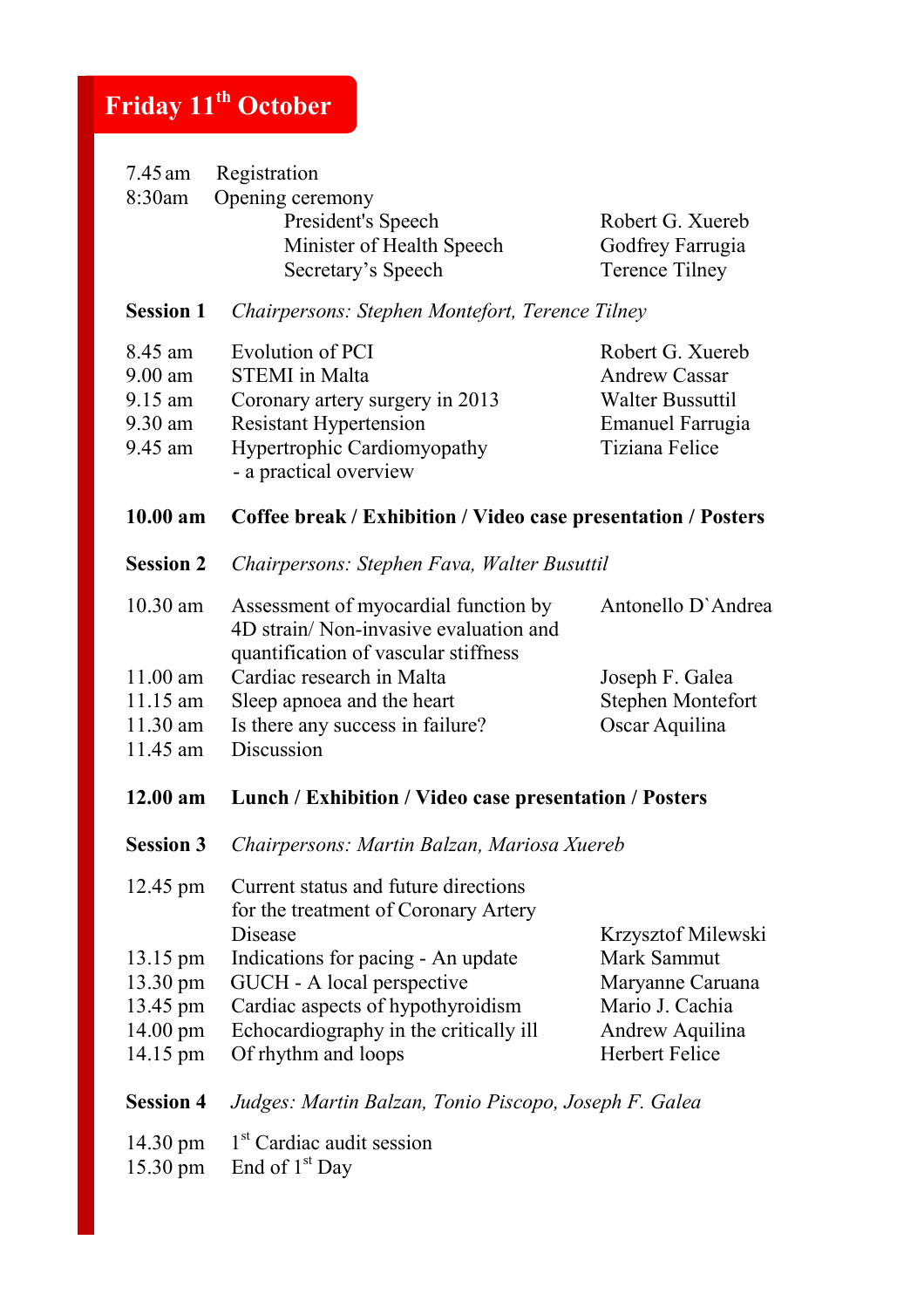# Friday 11th October

| | | |
|---|---|---|
| 7.45 am | Registration | |
| 8:30am | Opening ceremony | |
| | President's Speech | Robert G. Xuereb |
| | Minister of Health Speech | Godfrey Farrugia |
| | Secretary's Speech | Terence Tilney |

**Session 1** *Chairpersons: Stephen Montefort, Terence Tilney*

| | | |
|---|---|---|
| 8.45 am | Evolution of PCI | Robert G. Xuereb |
| 9.00 am | STEMI in Malta | Andrew Cassar |
| 9.15 am | Coronary artery surgery in 2013 | Walter Bussuttil |
| 9.30 am | Resistant Hypertension | Emanuel Farrugia |
| 9.45 am | Hypertrophic Cardiomyopathy - a practical overview | Tiziana Felice |

**10.00 am Coffee break / Exhibition / Video case presentation / Posters**

**Session 2** *Chairpersons: Stephen Fava, Walter Busuttil*

| | | |
|---|---|---|
| 10.30 am | Assessment of myocardial function by 4D strain/ Non-invasive evaluation and quantification of vascular stiffness | Antonello D`Andrea |
| 11.00 am | Cardiac research in Malta | Joseph F. Galea |
| 11.15 am | Sleep apnoea and the heart | Stephen Montefort |
| 11.30 am | Is there any success in failure? | Oscar Aquilina |
| 11.45 am | Discussion | |

**12.00 am Lunch / Exhibition / Video case presentation / Posters**

**Session 3** *Chairpersons: Martin Balzan, Mariosa Xuereb*

| | | |
|---|---|---|
| 12.45 pm | Current status and future directions for the treatment of Coronary Artery Disease | Krzysztof Milewski |
| 13.15 pm | Indications for pacing - An update | Mark Sammut |
| 13.30 pm | GUCH - A local perspective | Maryanne Caruana |
| 13.45 pm | Cardiac aspects of hypothyroidism | Mario J. Cachia |
| 14.00 pm | Echocardiography in the critically ill | Andrew Aquilina |
| 14.15 pm | Of rhythm and loops | Herbert Felice |

**Session 4** *Judges: Martin Balzan, Tonio Piscopo, Joseph F. Galea*

| | |
|---|---|
| 14.30 pm | 1st Cardiac audit session |
| 15.30 pm | End of 1st Day |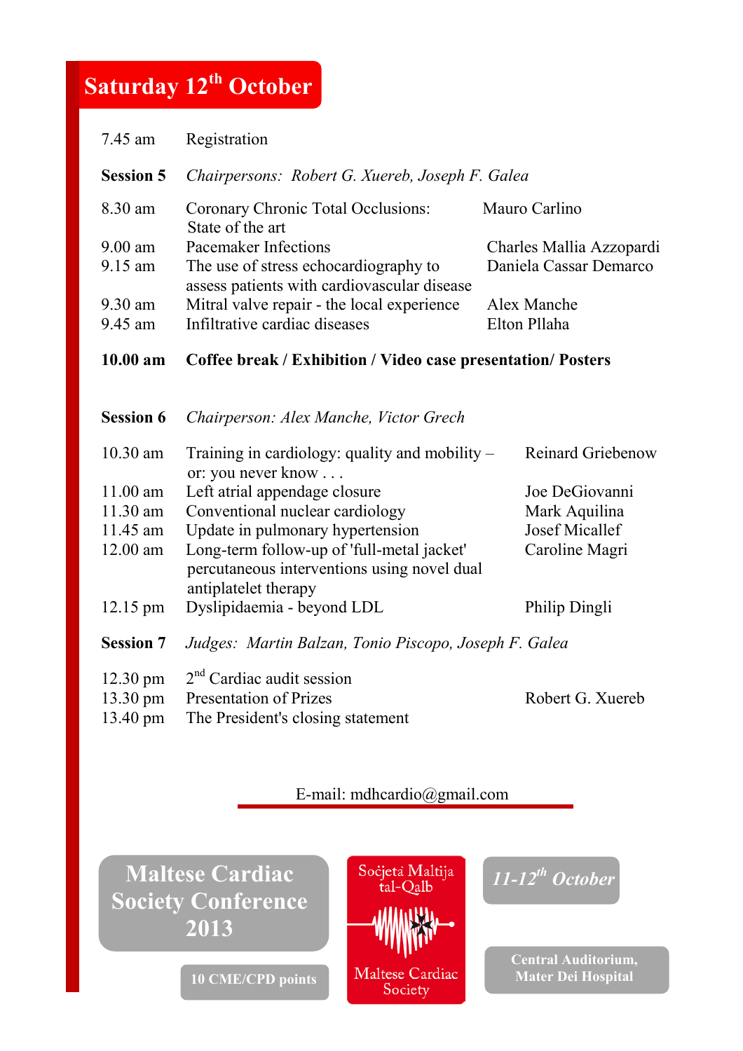## Saturday 12th October

7.45 am Registration

**Session 5** *Chairpersons: Robert G. Xuereb, Joseph F. Galea*

| | | |
|---|---|---|
| 8.30 am | Coronary Chronic Total Occlusions: State of the art | Mauro Carlino |
| 9.00 am | Pacemaker Infections | Charles Mallia Azzopardi |
| 9.15 am | The use of stress echocardiography to assess patients with cardiovascular disease | Daniela Cassar Demarco |
| 9.30 am | Mitral valve repair - the local experience | Alex Manche |
| 9.45 am | Infiltrative cardiac diseases | Elton Pllaha |

**10.00 am Coffee break / Exhibition / Video case presentation/ Posters**

**Session 6** *Chairperson: Alex Manche, Victor Grech*

| | | |
|---|---|---|
| 10.30 am | Training in cardiology: quality and mobility – or: you never know . . . | Reinard Griebenow |
| 11.00 am | Left atrial appendage closure | Joe DeGiovanni |
| 11.30 am | Conventional nuclear cardiology | Mark Aquilina |
| 11.45 am | Update in pulmonary hypertension | Josef Micallef |
| 12.00 am | Long-term follow-up of 'full-metal jacket' percutaneous interventions using novel dual antiplatelet therapy | Caroline Magri |
| 12.15 pm | Dyslipidaemia - beyond LDL | Philip Dingli |

**Session 7** *Judges: Martin Balzan, Tonio Piscopo, Joseph F. Galea*

| | | |
|---|---|---|
| 12.30 pm | 2nd Cardiac audit session | |
| 13.30 pm | Presentation of Prizes | Robert G. Xuereb |
| 13.40 pm | The President's closing statement | |

E-mail: mdhcardio@gmail.com

**Maltese Cardiac Society Conference 2013**

10 CME/CPD points

Soċjetà Maltija tal-Qalb

Maltese Cardiac Society

*11-12th October*

Central Auditorium, Mater Dei Hospital